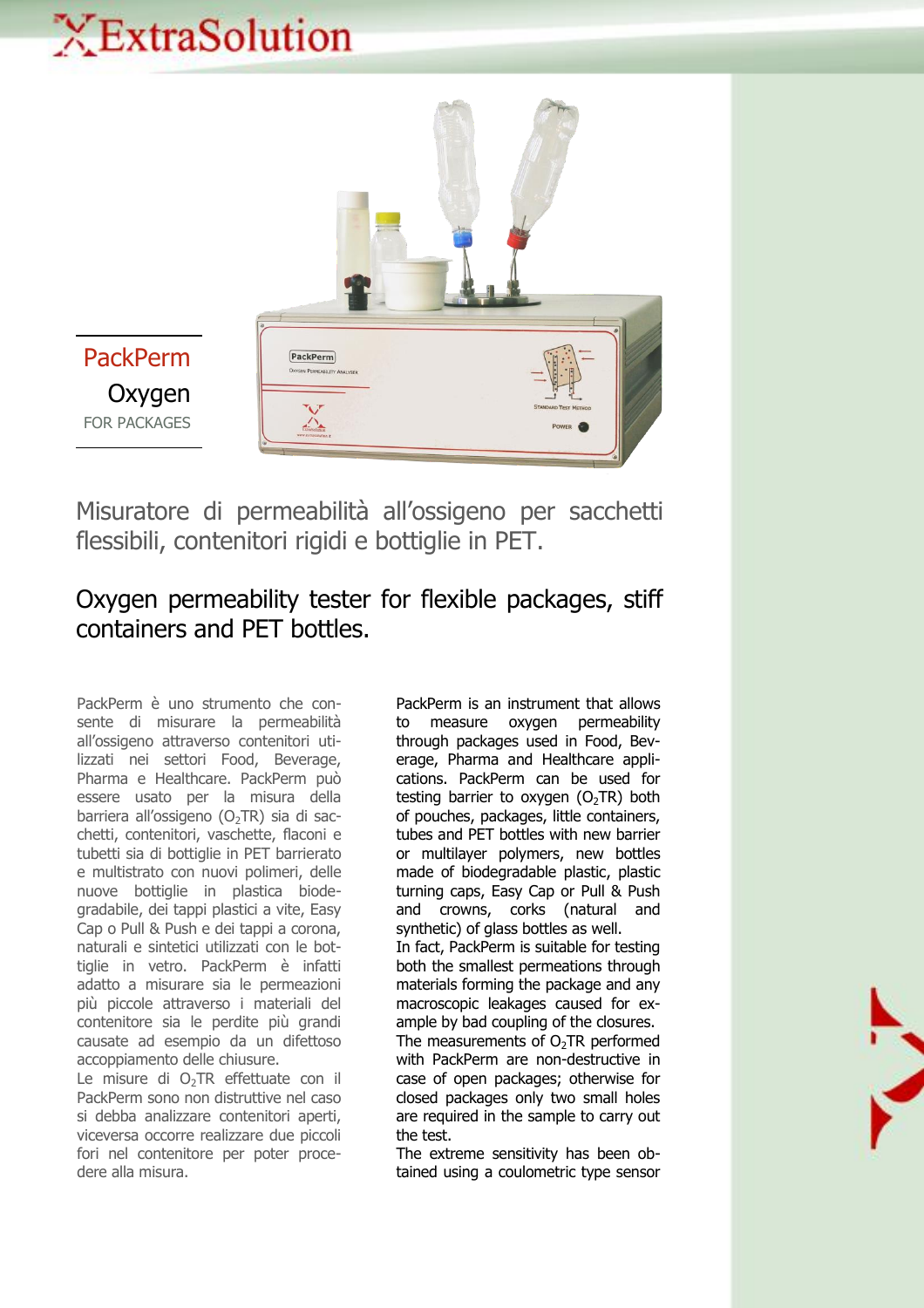# ExtraSolution

## PackPerm

Oxygen

FOR PACKAGES

Misuratore di permeabilità all'ossigeno per sacchetti flessibili, contenitori rigidi e bottiglie in PET.

Oxygen permeability tester for flexible packages, stiff containers and PET bottles.

PackPerm è uno strumento che consente di misurare la permeabilità all'ossigeno attraverso contenitori utilizzati nei settori Food, Beverage, Pharma e Healthcare. PackPerm può essere usato per la misura della barriera all'ossigeno ($O_2$TR) sia di sacchetti, contenitori, vaschette, flaconi e tubetti sia di bottiglie in PET barrierato e multistrato con nuovi polimeri, delle nuove bottiglie in plastica biodegradabile, dei tappi plastici a vite, Easy Cap o Pull & Push e dei tappi a corona, naturali e sintetici utilizzati con le bottiglie in vetro. PackPerm è infatti adatto a misurare sia le permeazioni più piccole attraverso i materiali del contenitore sia le perdite più grandi causate ad esempio da un difettoso accoppiamento delle chiusure.

Le misure di $O_2$TR effettuate con il PackPerm sono non distruttive nel caso si debba analizzare contenitori aperti, viceversa occorre realizzare due piccoli fori nel contenitore per poter procedere alla misura.

PackPerm is an instrument that allows to measure oxygen permeability through packages used in Food, Beverage, Pharma and Healthcare applications. PackPerm can be used for testing barrier to oxygen ($O_2$TR) both of pouches, packages, little containers, tubes and PET bottles with new barrier or multilayer polymers, new bottles made of biodegradable plastic, plastic turning caps, Easy Cap or Pull & Push and crowns, corks (natural and synthetic) of glass bottles as well.

In fact, PackPerm is suitable for testing both the smallest permeations through materials forming the package and any macroscopic leakages caused for example by bad coupling of the closures.

The measurements of $O_2$TR performed with PackPerm are non-destructive in case of open packages; otherwise for closed packages only two small holes are required in the sample to carry out the test.

The extreme sensitivity has been obtained using a coulometric type sensor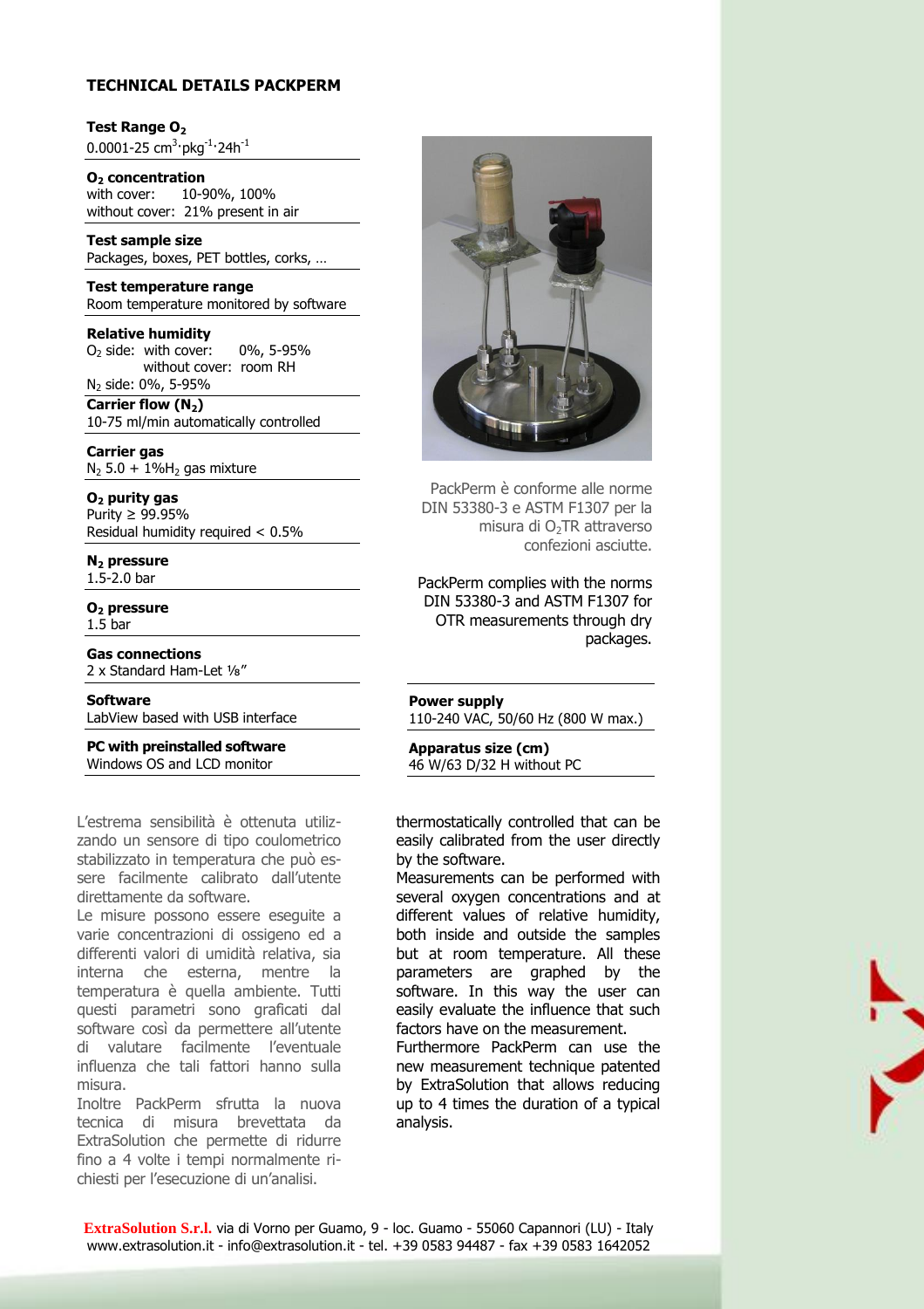## TECHNICAL DETAILS PACKPERM

**Test Range $O_2$**
0.0001-25 $cm^3 \cdot pkg^{-1} \cdot 24h^{-1}$

**$O_2$ concentration**
with cover: 10-90%, 100%
without cover: 21% present in air

**Test sample size**
Packages, boxes, PET bottles, corks, …

**Test temperature range**
Room temperature monitored by software

**Relative humidity**
$O_2$ side: with cover: 0%, 5-95%
without cover: room RH
$N_2$ side: 0%, 5-95%

**Carrier flow ($N_2$)**
10-75 ml/min automatically controlled

**Carrier gas**
$N_2$ 5.0 + 1%$H_2$ gas mixture

**$O_2$ purity gas**
Purity ≥ 99.95%
Residual humidity required < 0.5%

**$N_2$ pressure**
1.5-2.0 bar

**$O_2$ pressure**
1.5 bar

**Gas connections**
2 x Standard Ham-Let ⅛"

**Software**
LabView based with USB interface

**PC with preinstalled software**
Windows OS and LCD monitor

PackPerm è conforme alle norme DIN 53380-3 e ASTM F1307 per la misura di $O_2$TR attraverso confezioni asciutte.

PackPerm complies with the norms DIN 53380-3 and ASTM F1307 for OTR measurements through dry packages.

**Power supply**
110-240 VAC, 50/60 Hz (800 W max.)

**Apparatus size (cm)**
46 W/63 D/32 H without PC

L'estrema sensibilità è ottenuta utilizzando un sensore di tipo coulometrico stabilizzato in temperatura che può essere facilmente calibrato dall'utente direttamente da software.
Le misure possono essere eseguite a varie concentrazioni di ossigeno ed a differenti valori di umidità relativa, sia interna che esterna, mentre la temperatura è quella ambiente. Tutti questi parametri sono graficati dal software così da permettere all'utente di valutare facilmente l'eventuale influenza che tali fattori hanno sulla misura.
Inoltre PackPerm sfrutta la nuova tecnica di misura brevettata da ExtraSolution che permette di ridurre fino a 4 volte i tempi normalmente richiesti per l'esecuzione di un'analisi.

thermostatically controlled that can be easily calibrated from the user directly by the software.
Measurements can be performed with several oxygen concentrations and at different values of relative humidity, both inside and outside the samples but at room temperature. All these parameters are graphed by the software. In this way the user can easily evaluate the influence that such factors have on the measurement.
Furthermore PackPerm can use the new measurement technique patented by ExtraSolution that allows reducing up to 4 times the duration of a typical analysis.

**ExtraSolution S.r.l.** via di Vorno per Guamo, 9 - loc. Guamo - 55060 Capannori (LU) - Italy
www.extrasolution.it - info@extrasolution.it - tel. +39 0583 94487 - fax +39 0583 1642052